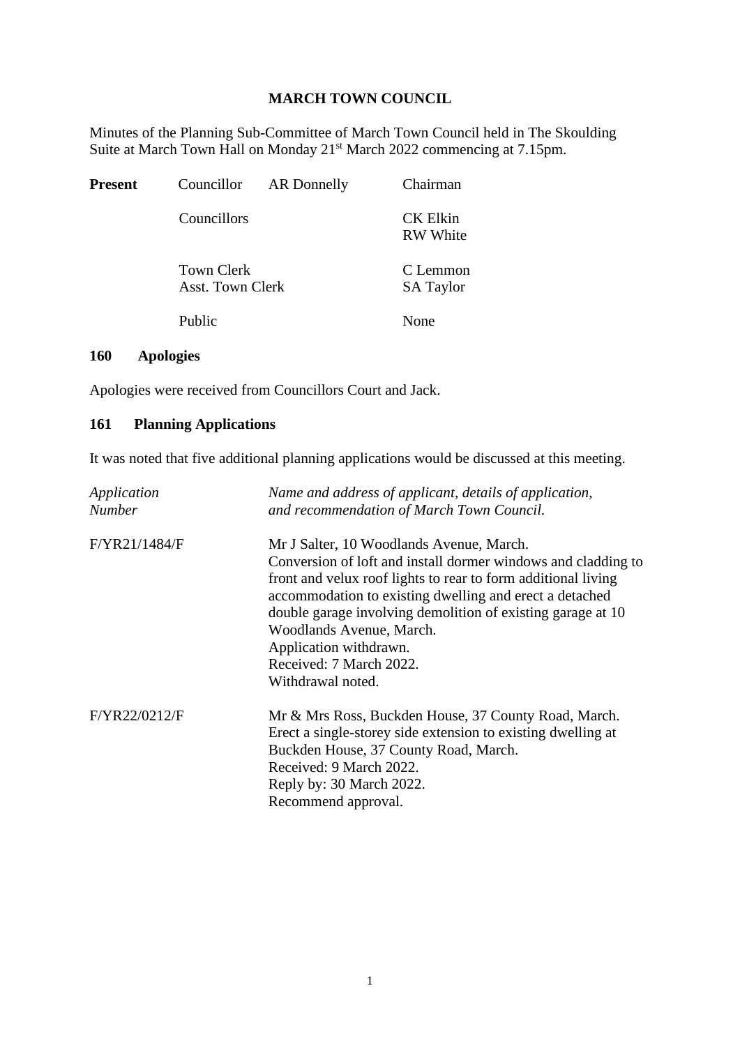# MARCH TOWN COUNCIL

Minutes of the Planning Sub-Committee of March Town Council held in The Skoulding Suite at March Town Hall on Monday 21st March 2022 commencing at 7.15pm.

| **Present** | | | |
|---|---|---|---|
| | Councillor | AR Donnelly | Chairman |
| | Councillors | | CK Elkin<br>RW White |
| | Town Clerk<br>Asst. Town Clerk | | C Lemmon<br>SA Taylor |
| | Public | | None |

## 160 Apologies

Apologies were received from Councillors Court and Jack.

## 161 Planning Applications

It was noted that five additional planning applications would be discussed at this meeting.

| *Application Number* | *Name and address of applicant, details of application, and recommendation of March Town Council.* |
|---|---|
| F/YR21/1484/F | Mr J Salter, 10 Woodlands Avenue, March.<br>Conversion of loft and install dormer windows and cladding to front and velux roof lights to rear to form additional living accommodation to existing dwelling and erect a detached double garage involving demolition of existing garage at 10 Woodlands Avenue, March.<br>Application withdrawn.<br>Received: 7 March 2022.<br>Withdrawal noted. |
| F/YR22/0212/F | Mr & Mrs Ross, Buckden House, 37 County Road, March.<br>Erect a single-storey side extension to existing dwelling at Buckden House, 37 County Road, March.<br>Received: 9 March 2022.<br>Reply by: 30 March 2022.<br>Recommend approval. |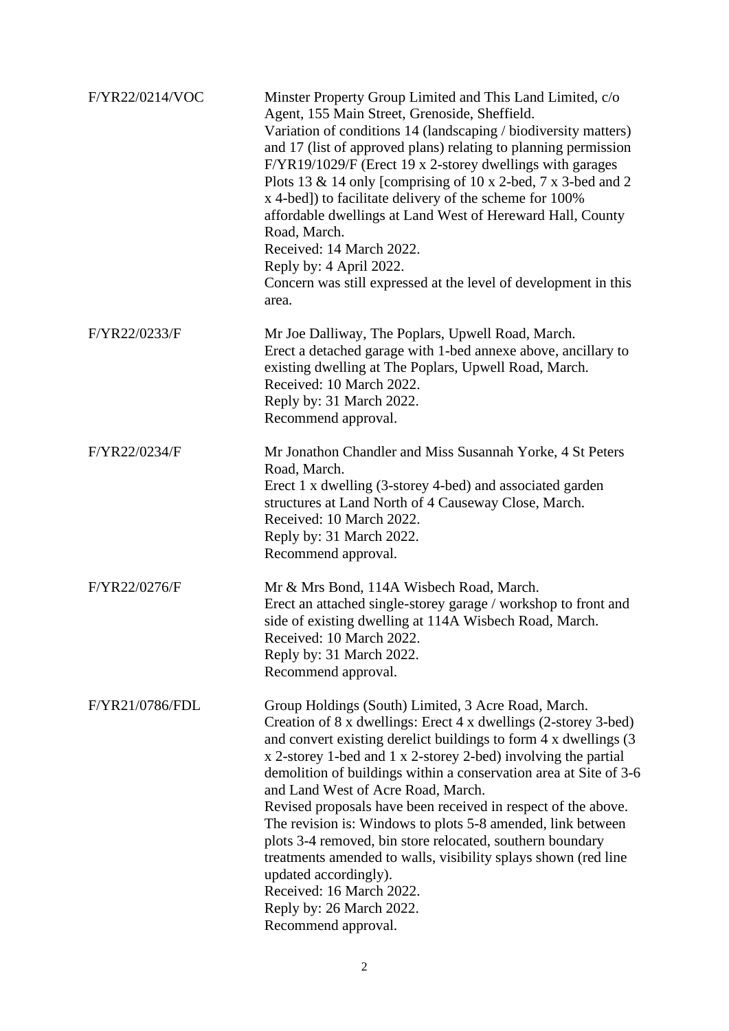| | |
|---|---|
| F/YR22/0214/VOC | Minster Property Group Limited and This Land Limited, c/o Agent, 155 Main Street, Grenoside, Sheffield.<br>Variation of conditions 14 (landscaping / biodiversity matters) and 17 (list of approved plans) relating to planning permission F/YR19/1029/F (Erect 19 x 2-storey dwellings with garages Plots 13 & 14 only [comprising of 10 x 2-bed, 7 x 3-bed and 2 x 4-bed]) to facilitate delivery of the scheme for 100% affordable dwellings at Land West of Hereward Hall, County Road, March.<br>Received: 14 March 2022.<br>Reply by: 4 April 2022.<br>Concern was still expressed at the level of development in this area. |
| F/YR22/0233/F | Mr Joe Dalliway, The Poplars, Upwell Road, March.<br>Erect a detached garage with 1-bed annexe above, ancillary to existing dwelling at The Poplars, Upwell Road, March.<br>Received: 10 March 2022.<br>Reply by: 31 March 2022.<br>Recommend approval. |
| F/YR22/0234/F | Mr Jonathon Chandler and Miss Susannah Yorke, 4 St Peters Road, March.<br>Erect 1 x dwelling (3-storey 4-bed) and associated garden structures at Land North of 4 Causeway Close, March.<br>Received: 10 March 2022.<br>Reply by: 31 March 2022.<br>Recommend approval. |
| F/YR22/0276/F | Mr & Mrs Bond, 114A Wisbech Road, March.<br>Erect an attached single-storey garage / workshop to front and side of existing dwelling at 114A Wisbech Road, March.<br>Received: 10 March 2022.<br>Reply by: 31 March 2022.<br>Recommend approval. |
| F/YR21/0786/FDL | Group Holdings (South) Limited, 3 Acre Road, March.<br>Creation of 8 x dwellings: Erect 4 x dwellings (2-storey 3-bed) and convert existing derelict buildings to form 4 x dwellings (3 x 2-storey 1-bed and 1 x 2-storey 2-bed) involving the partial demolition of buildings within a conservation area at Site of 3-6 and Land West of Acre Road, March.<br>Revised proposals have been received in respect of the above. The revision is: Windows to plots 5-8 amended, link between plots 3-4 removed, bin store relocated, southern boundary treatments amended to walls, visibility splays shown (red line updated accordingly).<br>Received: 16 March 2022.<br>Reply by: 26 March 2022.<br>Recommend approval. |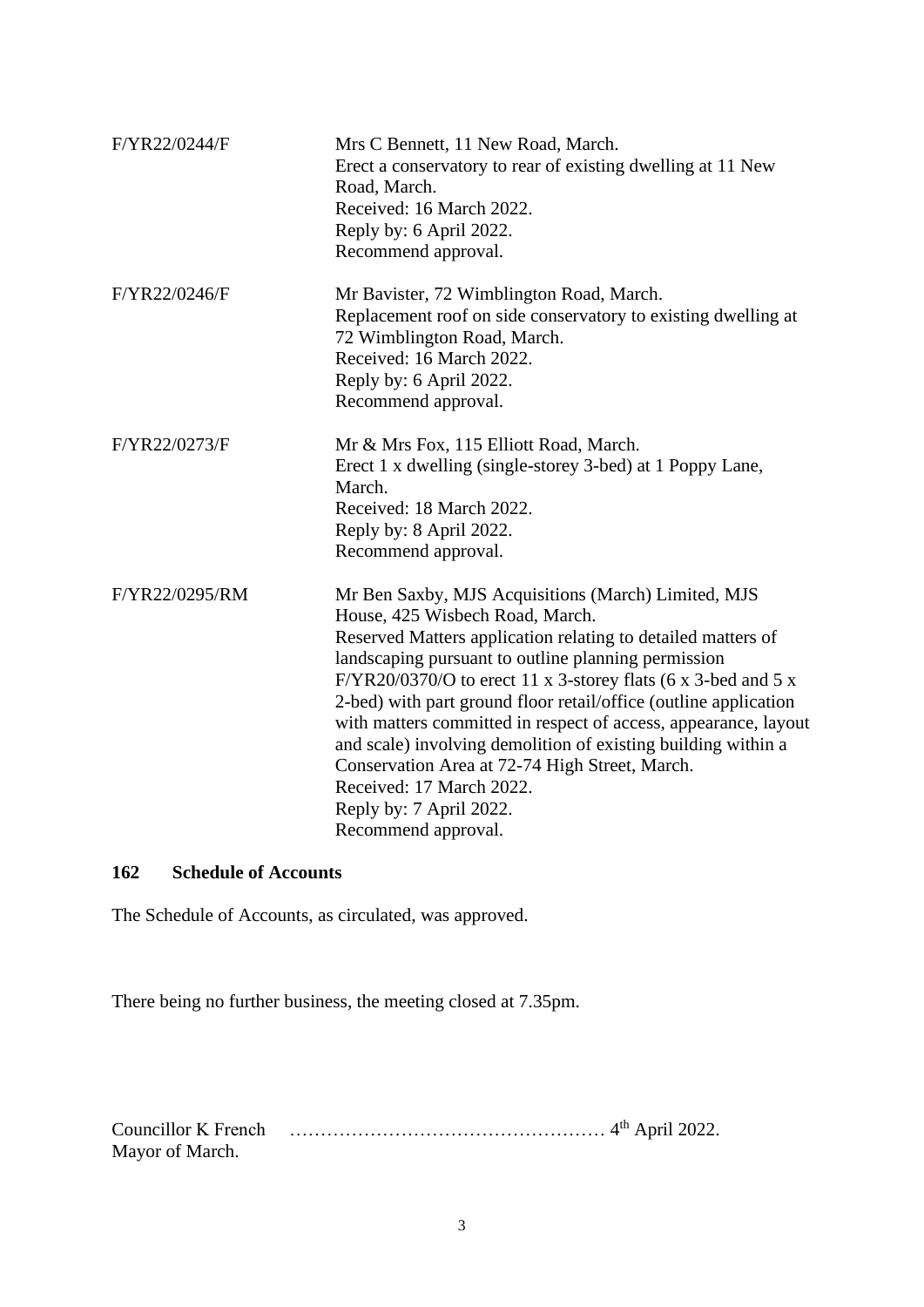| | |
|---|---|
| F/YR22/0244/F | Mrs C Bennett, 11 New Road, March.<br>Erect a conservatory to rear of existing dwelling at 11 New Road, March.<br>Received: 16 March 2022.<br>Reply by: 6 April 2022.<br>Recommend approval. |
| F/YR22/0246/F | Mr Bavister, 72 Wimblington Road, March.<br>Replacement roof on side conservatory to existing dwelling at 72 Wimblington Road, March.<br>Received: 16 March 2022.<br>Reply by: 6 April 2022.<br>Recommend approval. |
| F/YR22/0273/F | Mr & Mrs Fox, 115 Elliott Road, March.<br>Erect 1 x dwelling (single-storey 3-bed) at 1 Poppy Lane, March.<br>Received: 18 March 2022.<br>Reply by: 8 April 2022.<br>Recommend approval. |
| F/YR22/0295/RM | Mr Ben Saxby, MJS Acquisitions (March) Limited, MJS House, 425 Wisbech Road, March.<br>Reserved Matters application relating to detailed matters of landscaping pursuant to outline planning permission F/YR20/0370/O to erect 11 x 3-storey flats (6 x 3-bed and 5 x 2-bed) with part ground floor retail/office (outline application with matters committed in respect of access, appearance, layout and scale) involving demolition of existing building within a Conservation Area at 72-74 High Street, March.<br>Received: 17 March 2022.<br>Reply by: 7 April 2022.<br>Recommend approval. |

**162 Schedule of Accounts**

The Schedule of Accounts, as circulated, was approved.

There being no further business, the meeting closed at 7.35pm.

Councillor K French ………………………………………… 4th April 2022.
Mayor of March.